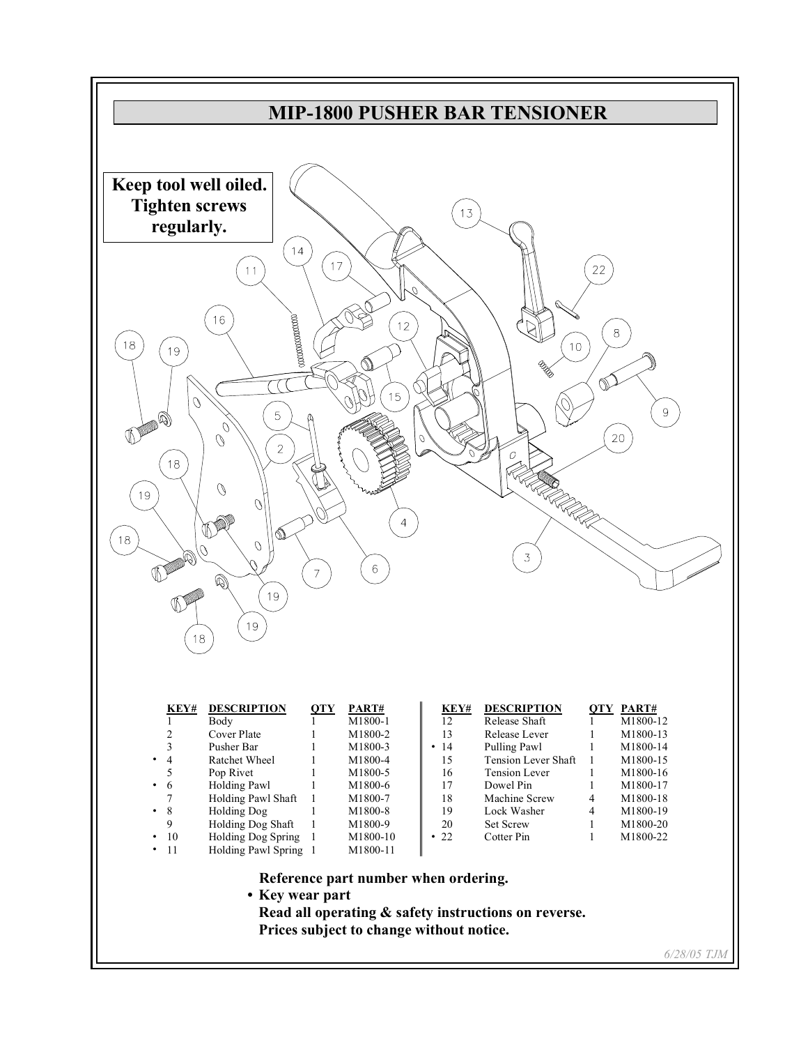# MIP-1800 PUSHER BAR TENSIONER

**Keep tool well oiled.**
**Tighten screws regularly.**

| | KEY# | DESCRIPTION | QTY | PART# |
|---|---|---|---|---|
| | 1 | Body | 1 | M1800-1 |
| | 2 | Cover Plate | 1 | M1800-2 |
| | 3 | Pusher Bar | 1 | M1800-3 |
| • | 4 | Ratchet Wheel | 1 | M1800-4 |
| | 5 | Pop Rivet | 1 | M1800-5 |
| • | 6 | Holding Pawl | 1 | M1800-6 |
| | 7 | Holding Pawl Shaft | 1 | M1800-7 |
| • | 8 | Holding Dog | 1 | M1800-8 |
| | 9 | Holding Dog Shaft | 1 | M1800-9 |
| • | 10 | Holding Dog Spring | 1 | M1800-10 |
| • | 11 | Holding Pawl Spring | 1 | M1800-11 |
| | 12 | Release Shaft | 1 | M1800-12 |
| | 13 | Release Lever | 1 | M1800-13 |
| • | 14 | Pulling Pawl | 1 | M1800-14 |
| | 15 | Tension Lever Shaft | 1 | M1800-15 |
| | 16 | Tension Lever | 1 | M1800-16 |
| | 17 | Dowel Pin | 1 | M1800-17 |
| | 18 | Machine Screw | 4 | M1800-18 |
| | 19 | Lock Washer | 4 | M1800-19 |
| | 20 | Set Screw | 1 | M1800-20 |
| • | 22 | Cotter Pin | 1 | M1800-22 |

**Reference part number when ordering.**

**• Key wear part**

**Read all operating & safety instructions on reverse.**

**Prices subject to change without notice.**

*6/28/05 TJM*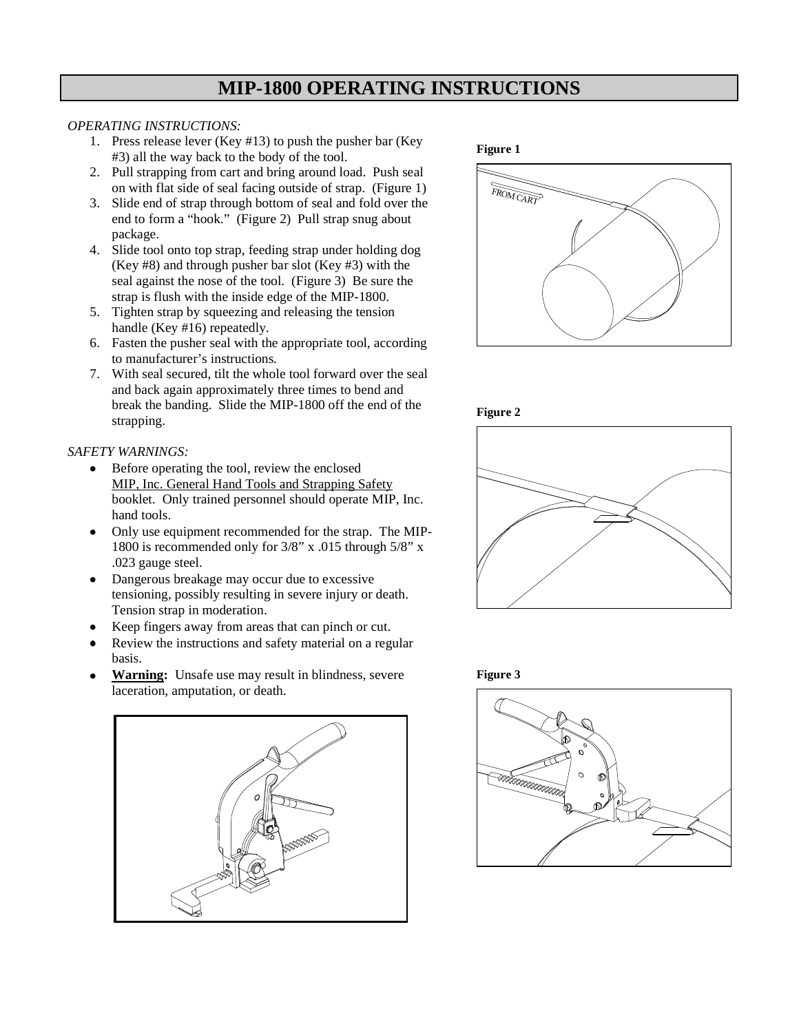# MIP-1800 OPERATING INSTRUCTIONS

*OPERATING INSTRUCTIONS:*

1. Press release lever (Key #13) to push the pusher bar (Key #3) all the way back to the body of the tool.
2. Pull strapping from cart and bring around load. Push seal on with flat side of seal facing outside of strap. (Figure 1)
3. Slide end of strap through bottom of seal and fold over the end to form a "hook." (Figure 2) Pull strap snug about package.
4. Slide tool onto top strap, feeding strap under holding dog (Key #8) and through pusher bar slot (Key #3) with the seal against the nose of the tool. (Figure 3) Be sure the strap is flush with the inside edge of the MIP-1800.
5. Tighten strap by squeezing and releasing the tension handle (Key #16) repeatedly.
6. Fasten the pusher seal with the appropriate tool, according to manufacturer's instructions.
7. With seal secured, tilt the whole tool forward over the seal and back again approximately three times to bend and break the banding. Slide the MIP-1800 off the end of the strapping.

*SAFETY WARNINGS:*

- Before operating the tool, review the enclosed MIP, Inc. General Hand Tools and Strapping Safety booklet. Only trained personnel should operate MIP, Inc. hand tools.
- Only use equipment recommended for the strap. The MIP-1800 is recommended only for 3/8" x .015 through 5/8" x .023 gauge steel.
- Dangerous breakage may occur due to excessive tensioning, possibly resulting in severe injury or death. Tension strap in moderation.
- Keep fingers away from areas that can pinch or cut.
- Review the instructions and safety material on a regular basis.
- **Warning:** Unsafe use may result in blindness, severe laceration, amputation, or death.

**Figure 1**

FROM CART

**Figure 2**

**Figure 3**